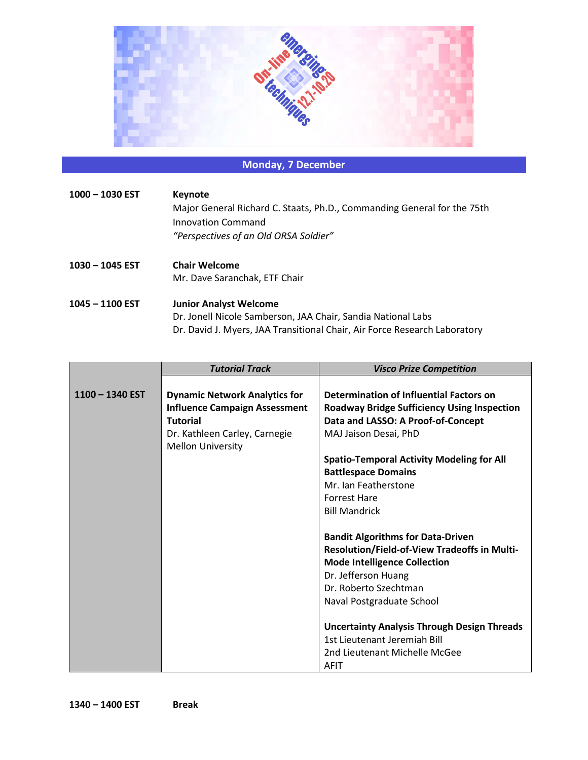On-line emerging techniques 12.7-10.20

## Monday, 7 December

**1000 – 1030 EST** — **Keynote**
Major General Richard C. Staats, Ph.D., Commanding General for the 75th Innovation Command
*"Perspectives of an Old ORSA Soldier"*

**1030 – 1045 EST** — **Chair Welcome**
Mr. Dave Saranchak, ETF Chair

**1045 – 1100 EST** — **Junior Analyst Welcome**
Dr. Jonell Nicole Samberson, JAA Chair, Sandia National Labs
Dr. David J. Myers, JAA Transitional Chair, Air Force Research Laboratory

| | *Tutorial Track* | *Visco Prize Competition* |
|---|---|---|
| **1100 – 1340 EST** | **Dynamic Network Analytics for Influence Campaign Assessment Tutorial**<br>Dr. Kathleen Carley, Carnegie Mellon University | **Determination of Influential Factors on Roadway Bridge Sufficiency Using Inspection Data and LASSO: A Proof-of-Concept**<br>MAJ Jaison Desai, PhD<br><br>**Spatio-Temporal Activity Modeling for All Battlespace Domains**<br>Mr. Ian Featherstone<br>Forrest Hare<br>Bill Mandrick<br><br>**Bandit Algorithms for Data-Driven Resolution/Field-of-View Tradeoffs in Multi-Mode Intelligence Collection**<br>Dr. Jefferson Huang<br>Dr. Roberto Szechtman<br>Naval Postgraduate School<br><br>**Uncertainty Analysis Through Design Threads**<br>1st Lieutenant Jeremiah Bill<br>2nd Lieutenant Michelle McGee<br>AFIT |

**1340 – 1400 EST** — **Break**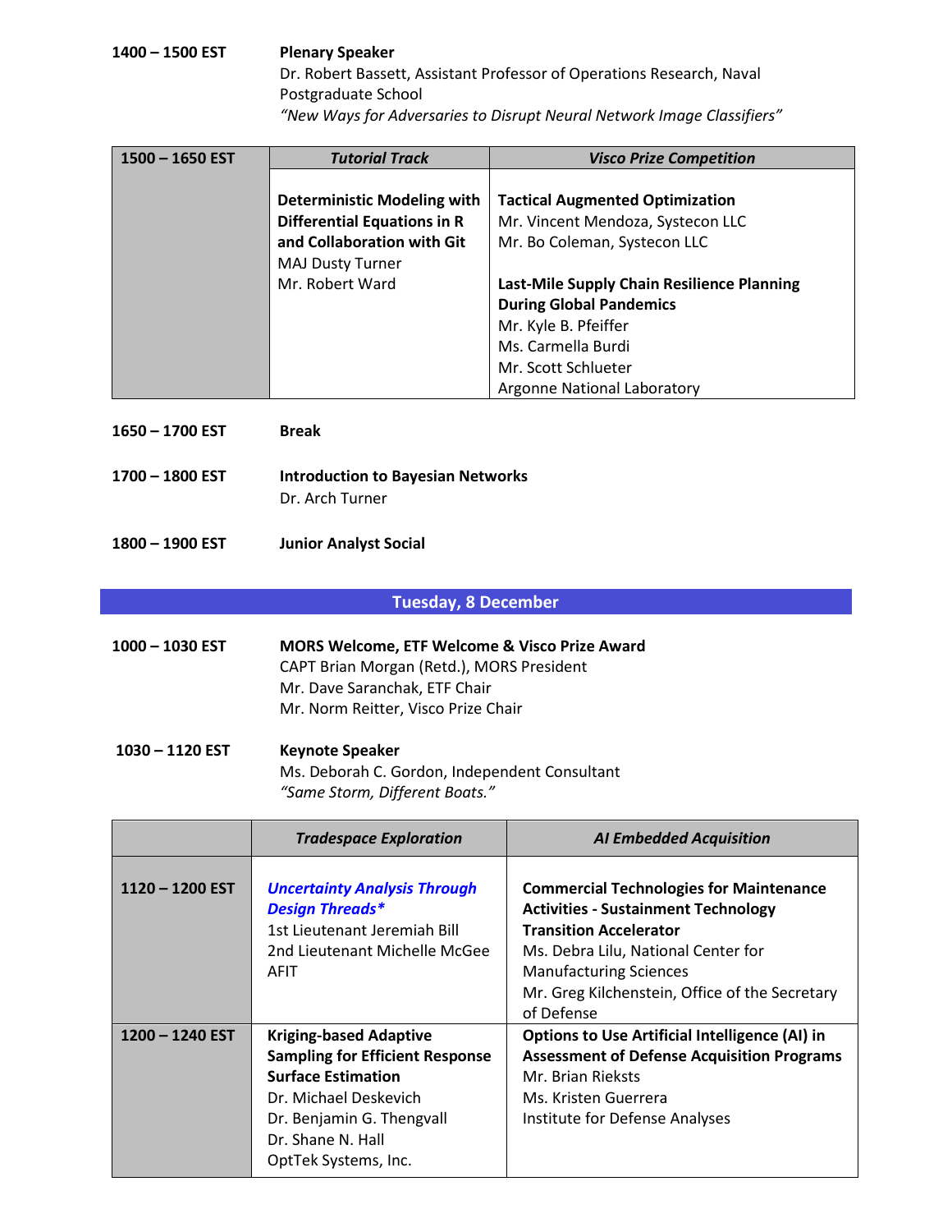**1400 – 1500 EST** **Plenary Speaker**
Dr. Robert Bassett, Assistant Professor of Operations Research, Naval Postgraduate School
*"New Ways for Adversaries to Disrupt Neural Network Image Classifiers"*

| 1500 – 1650 EST | *Tutorial Track* | *Visco Prize Competition* |
|---|---|---|
| | **Deterministic Modeling with Differential Equations in R and Collaboration with Git**<br>MAJ Dusty Turner<br>Mr. Robert Ward | **Tactical Augmented Optimization**<br>Mr. Vincent Mendoza, Systecon LLC<br>Mr. Bo Coleman, Systecon LLC<br><br>**Last-Mile Supply Chain Resilience Planning During Global Pandemics**<br>Mr. Kyle B. Pfeiffer<br>Ms. Carmella Burdi<br>Mr. Scott Schlueter<br>Argonne National Laboratory |

**1650 – 1700 EST** **Break**

**1700 – 1800 EST** **Introduction to Bayesian Networks**
Dr. Arch Turner

**1800 – 1900 EST** **Junior Analyst Social**

## Tuesday, 8 December

**1000 – 1030 EST** **MORS Welcome, ETF Welcome & Visco Prize Award**
CAPT Brian Morgan (Retd.), MORS President
Mr. Dave Saranchak, ETF Chair
Mr. Norm Reitter, Visco Prize Chair

**1030 – 1120 EST** **Keynote Speaker**
Ms. Deborah C. Gordon, Independent Consultant
*"Same Storm, Different Boats."*

| | *Tradespace Exploration* | *AI Embedded Acquisition* |
|---|---|---|
| **1120 – 1200 EST** | ***Uncertainty Analysis Through Design Threads****<br>1st Lieutenant Jeremiah Bill<br>2nd Lieutenant Michelle McGee<br>AFIT | **Commercial Technologies for Maintenance Activities - Sustainment Technology Transition Accelerator**<br>Ms. Debra Lilu, National Center for Manufacturing Sciences<br>Mr. Greg Kilchenstein, Office of the Secretary of Defense |
| **1200 – 1240 EST** | **Kriging-based Adaptive Sampling for Efficient Response Surface Estimation**<br>Dr. Michael Deskevich<br>Dr. Benjamin G. Thengvall<br>Dr. Shane N. Hall<br>OptTek Systems, Inc. | **Options to Use Artificial Intelligence (AI) in Assessment of Defense Acquisition Programs**<br>Mr. Brian Rieksts<br>Ms. Kristen Guerrera<br>Institute for Defense Analyses |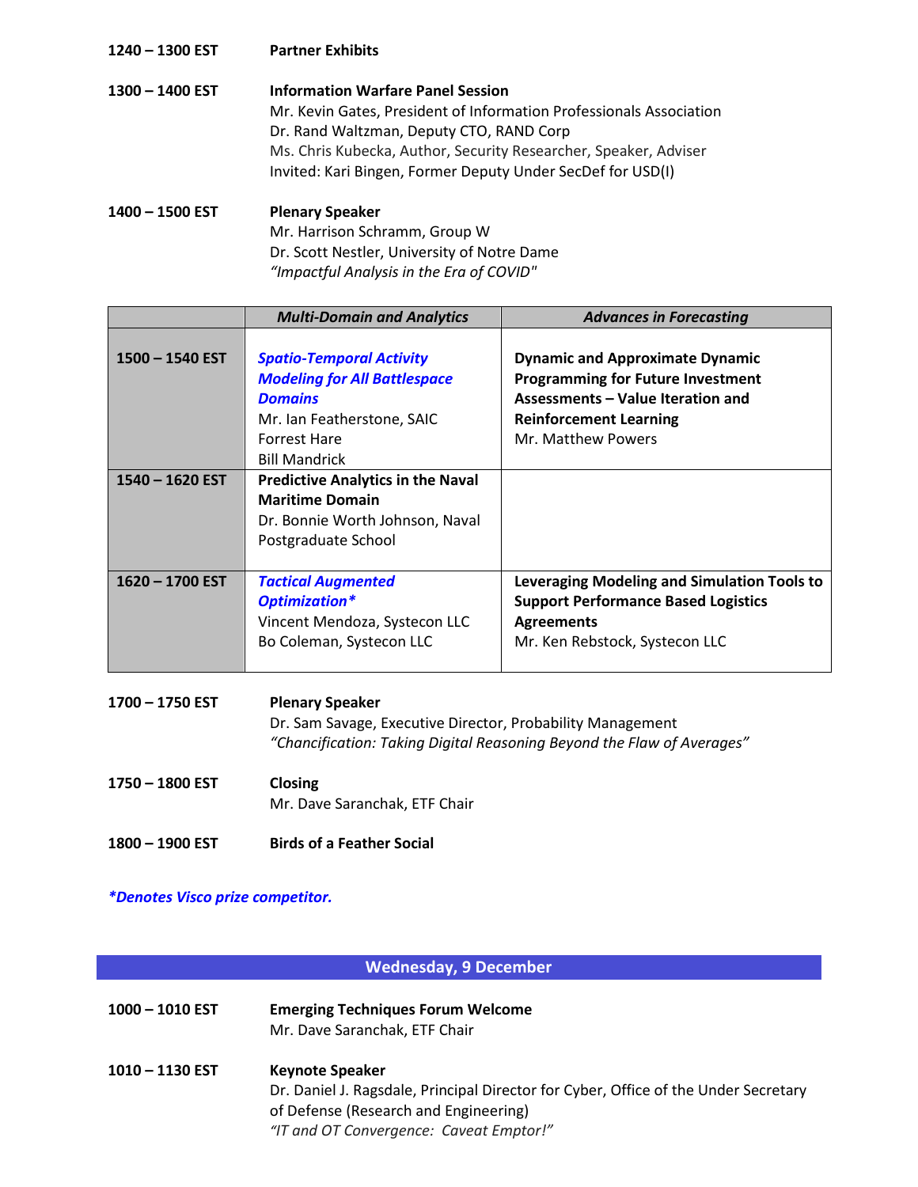**1240 – 1300 EST** **Partner Exhibits**

**1300 – 1400 EST** **Information Warfare Panel Session**
Mr. Kevin Gates, President of Information Professionals Association
Dr. Rand Waltzman, Deputy CTO, RAND Corp
Ms. Chris Kubecka, Author, Security Researcher, Speaker, Adviser
Invited: Kari Bingen, Former Deputy Under SecDef for USD(I)

**1400 – 1500 EST** **Plenary Speaker**
Mr. Harrison Schramm, Group W
Dr. Scott Nestler, University of Notre Dame
*"Impactful Analysis in the Era of COVID"*

| | *Multi-Domain and Analytics* | *Advances in Forecasting* |
|---|---|---|
| **1500 – 1540 EST** | ***Spatio-Temporal Activity Modeling for All Battlespace Domains*** Mr. Ian Featherstone, SAIC Forrest Hare Bill Mandrick | **Dynamic and Approximate Dynamic Programming for Future Investment Assessments – Value Iteration and Reinforcement Learning** Mr. Matthew Powers |
| **1540 – 1620 EST** | **Predictive Analytics in the Naval Maritime Domain** Dr. Bonnie Worth Johnson, Naval Postgraduate School | |
| **1620 – 1700 EST** | ***Tactical Augmented Optimization**** Vincent Mendoza, Systecon LLC Bo Coleman, Systecon LLC | **Leveraging Modeling and Simulation Tools to Support Performance Based Logistics Agreements** Mr. Ken Rebstock, Systecon LLC |

**1700 – 1750 EST** **Plenary Speaker**
Dr. Sam Savage, Executive Director, Probability Management
*"Chancification: Taking Digital Reasoning Beyond the Flaw of Averages"*

**1750 – 1800 EST** **Closing**
Mr. Dave Saranchak, ETF Chair

**1800 – 1900 EST** **Birds of a Feather Social**

***Denotes Visco prize competitor.***

## Wednesday, 9 December

**1000 – 1010 EST** **Emerging Techniques Forum Welcome**
Mr. Dave Saranchak, ETF Chair

**1010 – 1130 EST** **Keynote Speaker**
Dr. Daniel J. Ragsdale, Principal Director for Cyber, Office of the Under Secretary of Defense (Research and Engineering)
*"IT and OT Convergence: Caveat Emptor!"*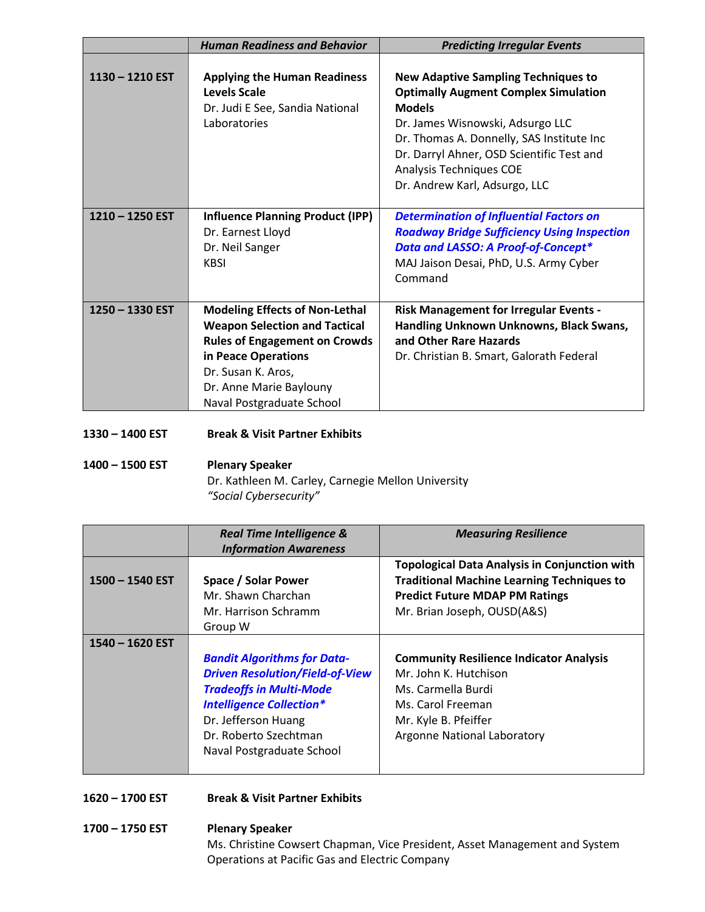| | *Human Readiness and Behavior* | *Predicting Irregular Events* |
|---|---|---|
| **1130 – 1210 EST** | **Applying the Human Readiness Levels Scale**<br>Dr. Judi E See, Sandia National Laboratories | **New Adaptive Sampling Techniques to Optimally Augment Complex Simulation Models**<br>Dr. James Wisnowski, Adsurgo LLC<br>Dr. Thomas A. Donnelly, SAS Institute Inc<br>Dr. Darryl Ahner, OSD Scientific Test and Analysis Techniques COE<br>Dr. Andrew Karl, Adsurgo, LLC |
| **1210 – 1250 EST** | **Influence Planning Product (IPP)**<br>Dr. Earnest Lloyd<br>Dr. Neil Sanger<br>KBSI | ***Determination of Influential Factors on Roadway Bridge Sufficiency Using Inspection Data and LASSO: A Proof-of-Concept****<br>MAJ Jaison Desai, PhD, U.S. Army Cyber Command |
| **1250 – 1330 EST** | **Modeling Effects of Non-Lethal Weapon Selection and Tactical Rules of Engagement on Crowds in Peace Operations**<br>Dr. Susan K. Aros,<br>Dr. Anne Marie Baylouny<br>Naval Postgraduate School | **Risk Management for Irregular Events - Handling Unknown Unknowns, Black Swans, and Other Rare Hazards**<br>Dr. Christian B. Smart, Galorath Federal |

**1330 – 1400 EST** **Break & Visit Partner Exhibits**

**1400 – 1500 EST** **Plenary Speaker**
Dr. Kathleen M. Carley, Carnegie Mellon University
*"Social Cybersecurity"*

| | *Real Time Intelligence & Information Awareness* | *Measuring Resilience* |
|---|---|---|
| **1500 – 1540 EST** | **Space / Solar Power**<br>Mr. Shawn Charchan<br>Mr. Harrison Schramm<br>Group W | **Topological Data Analysis in Conjunction with Traditional Machine Learning Techniques to Predict Future MDAP PM Ratings**<br>Mr. Brian Joseph, OUSD(A&S) |
| **1540 – 1620 EST** | ***Bandit Algorithms for Data-Driven Resolution/Field-of-View Tradeoffs in Multi-Mode Intelligence Collection****<br>Dr. Jefferson Huang<br>Dr. Roberto Szechtman<br>Naval Postgraduate School | **Community Resilience Indicator Analysis**<br>Mr. John K. Hutchison<br>Ms. Carmella Burdi<br>Ms. Carol Freeman<br>Mr. Kyle B. Pfeiffer<br>Argonne National Laboratory |

**1620 – 1700 EST** **Break & Visit Partner Exhibits**

**1700 – 1750 EST** **Plenary Speaker**
Ms. Christine Cowsert Chapman, Vice President, Asset Management and System Operations at Pacific Gas and Electric Company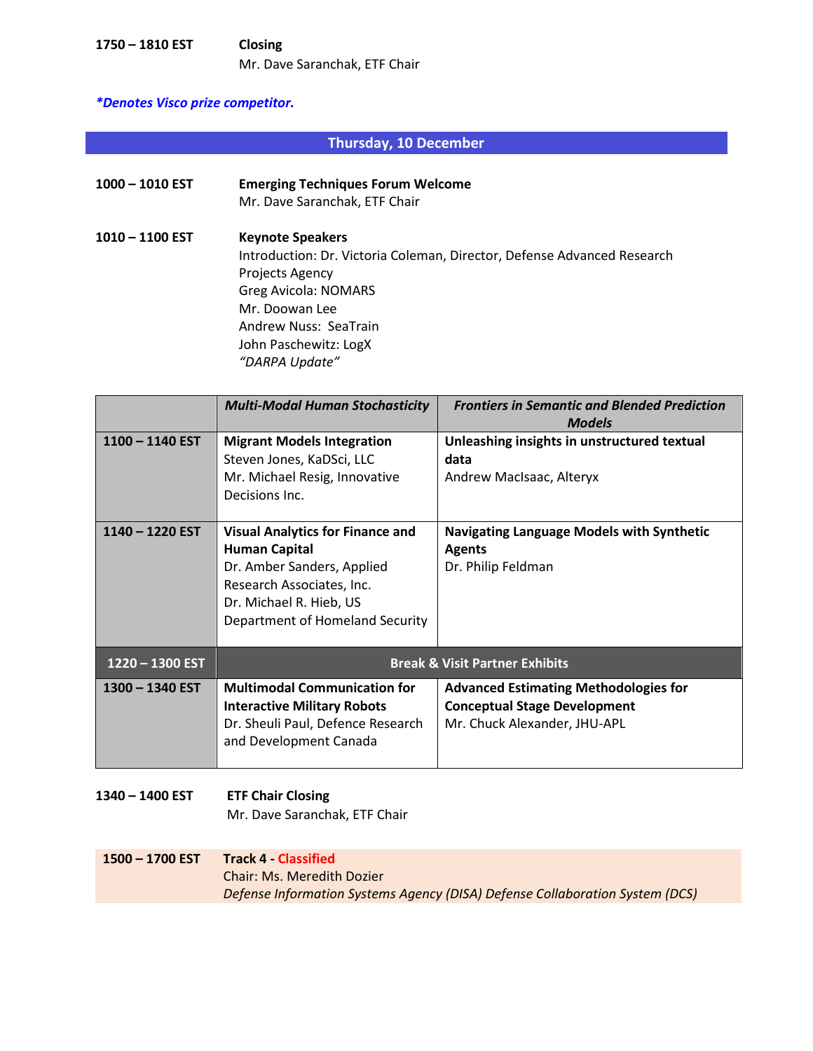**1750 – 1810 EST** **Closing**
Mr. Dave Saranchak, ETF Chair

***\*Denotes Visco prize competitor.***

## Thursday, 10 December

**1000 – 1010 EST** **Emerging Techniques Forum Welcome**
Mr. Dave Saranchak, ETF Chair

**1010 – 1100 EST** **Keynote Speakers**
Introduction: Dr. Victoria Coleman, Director, Defense Advanced Research Projects Agency
Greg Avicola: NOMARS
Mr. Doowan Lee
Andrew Nuss: SeaTrain
John Paschewitz: LogX
*"DARPA Update"*

| | ***Multi-Modal Human Stochasticity*** | ***Frontiers in Semantic and Blended Prediction Models*** |
|---|---|---|
| **1100 – 1140 EST** | **Migrant Models Integration** Steven Jones, KaDSci, LLC Mr. Michael Resig, Innovative Decisions Inc. | **Unleashing insights in unstructured textual data** Andrew MacIsaac, Alteryx |
| **1140 – 1220 EST** | **Visual Analytics for Finance and Human Capital** Dr. Amber Sanders, Applied Research Associates, Inc. Dr. Michael R. Hieb, US Department of Homeland Security | **Navigating Language Models with Synthetic Agents** Dr. Philip Feldman |
| **1220 – 1300 EST** | **Break & Visit Partner Exhibits** | |
| **1300 – 1340 EST** | **Multimodal Communication for Interactive Military Robots** Dr. Sheuli Paul, Defence Research and Development Canada | **Advanced Estimating Methodologies for Conceptual Stage Development** Mr. Chuck Alexander, JHU-APL |

**1340 – 1400 EST** **ETF Chair Closing**
Mr. Dave Saranchak, ETF Chair

**1500 – 1700 EST** **Track 4 - Classified**
Chair: Ms. Meredith Dozier
*Defense Information Systems Agency (DISA) Defense Collaboration System (DCS)*